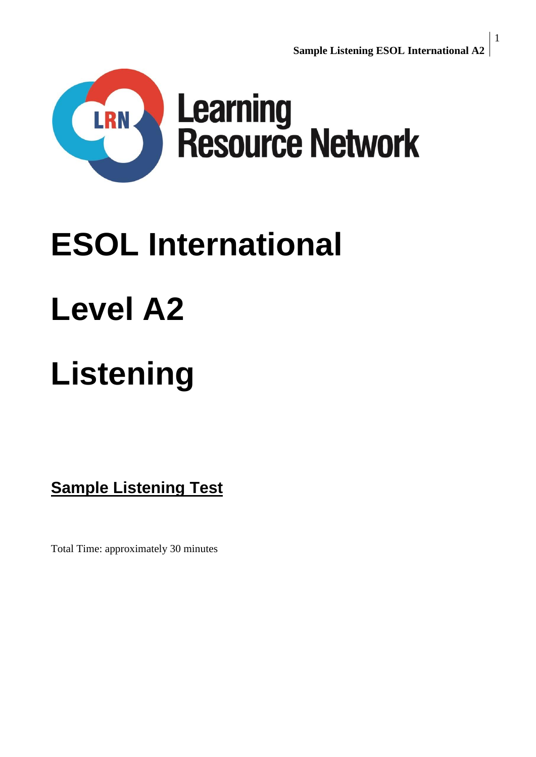Learning Resource Network

# ESOL International

# Level A2

# Listening

**Sample Listening Test**

Total Time: approximately 30 minutes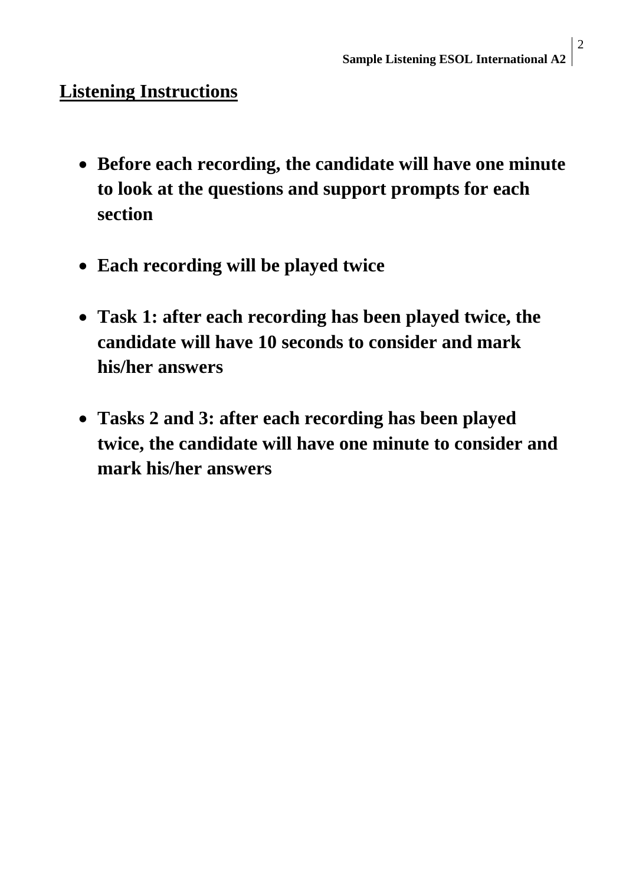## Listening Instructions

- **Before each recording, the candidate will have one minute to look at the questions and support prompts for each section**
- **Each recording will be played twice**
- **Task 1: after each recording has been played twice, the candidate will have 10 seconds to consider and mark his/her answers**
- **Tasks 2 and 3: after each recording has been played twice, the candidate will have one minute to consider and mark his/her answers**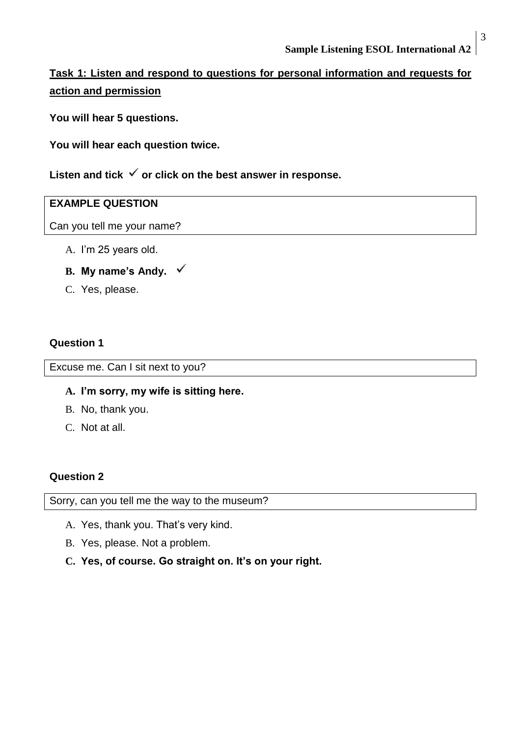## Task 1: Listen and respond to questions for personal information and requests for action and permission

**You will hear 5 questions.**

**You will hear each question twice.**

**Listen and tick ✓ or click on the best answer in response.**

| **EXAMPLE QUESTION** |
| --- |
| Can you tell me your name? |

A. I'm 25 years old.

**B. My name's Andy.** ✓

C. Yes, please.

**Question 1**

| Excuse me. Can I sit next to you? |
| --- |

**A. I'm sorry, my wife is sitting here.**

B. No, thank you.

C. Not at all.

**Question 2**

| Sorry, can you tell me the way to the museum? |
| --- |

A. Yes, thank you. That's very kind.

B. Yes, please. Not a problem.

**C. Yes, of course. Go straight on. It's on your right.**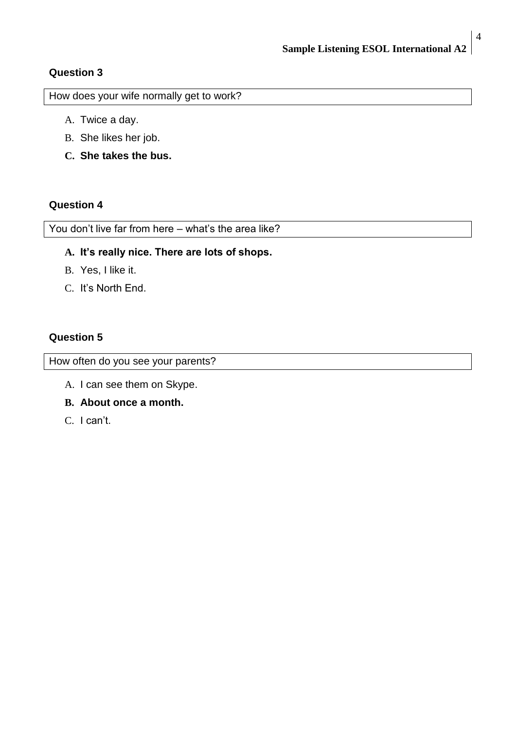### Question 3

How does your wife normally get to work?

A. Twice a day.
B. She likes her job.
**C. She takes the bus.**

### Question 4

You don't live far from here – what's the area like?

**A. It's really nice. There are lots of shops.**
B. Yes, I like it.
C. It's North End.

### Question 5

How often do you see your parents?

A. I can see them on Skype.
**B. About once a month.**
C. I can't.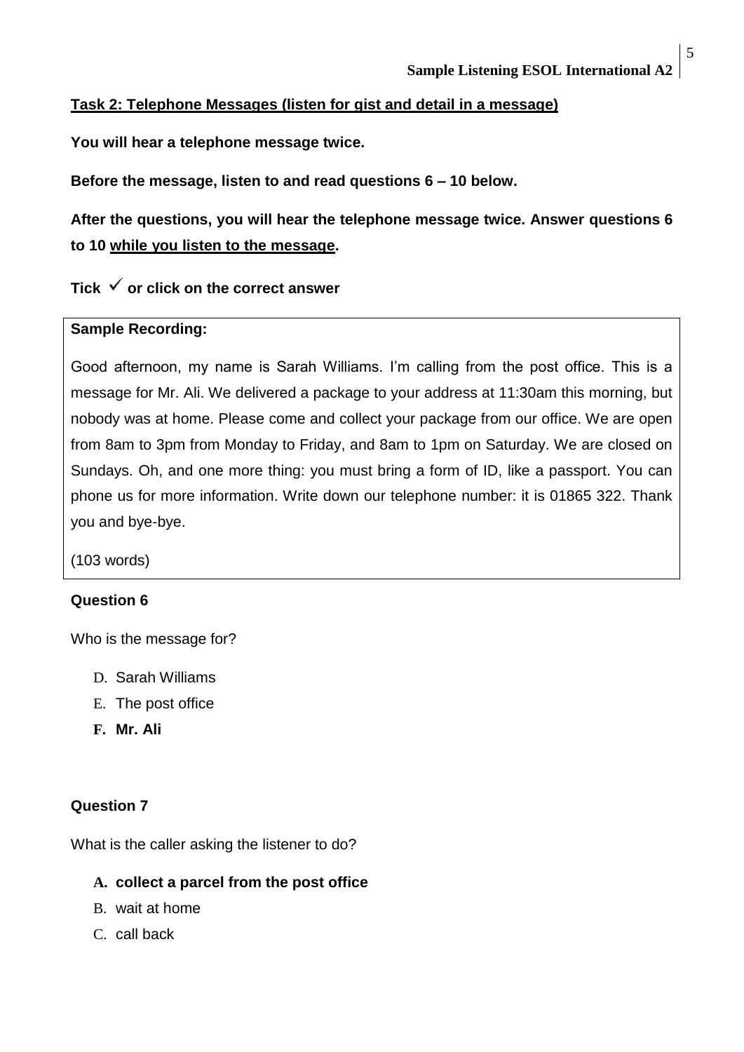## Task 2: Telephone Messages (listen for gist and detail in a message)

**You will hear a telephone message twice.**

**Before the message, listen to and read questions 6 – 10 below.**

**After the questions, you will hear the telephone message twice. Answer questions 6 to 10 while you listen to the message.**

**Tick ✓ or click on the correct answer**

> **Sample Recording:**
>
> Good afternoon, my name is Sarah Williams. I'm calling from the post office. This is a message for Mr. Ali. We delivered a package to your address at 11:30am this morning, but nobody was at home. Please come and collect your package from our office. We are open from 8am to 3pm from Monday to Friday, and 8am to 1pm on Saturday. We are closed on Sundays. Oh, and one more thing: you must bring a form of ID, like a passport. You can phone us for more information. Write down our telephone number: it is 01865 322. Thank you and bye-bye.
>
> (103 words)

### Question 6

Who is the message for?

D. Sarah Williams
E. The post office
**F. Mr. Ali**

### Question 7

What is the caller asking the listener to do?

**A. collect a parcel from the post office**
B. wait at home
C. call back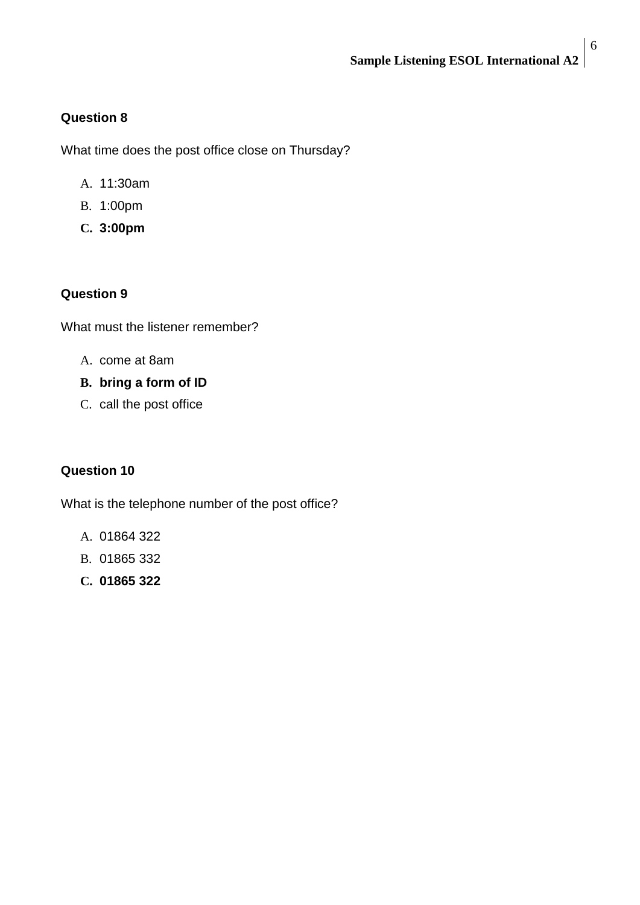**Question 8**

What time does the post office close on Thursday?

A. 11:30am
B. 1:00pm
**C. 3:00pm**

**Question 9**

What must the listener remember?

A. come at 8am
**B. bring a form of ID**
C. call the post office

**Question 10**

What is the telephone number of the post office?

A. 01864 322
B. 01865 332
**C. 01865 322**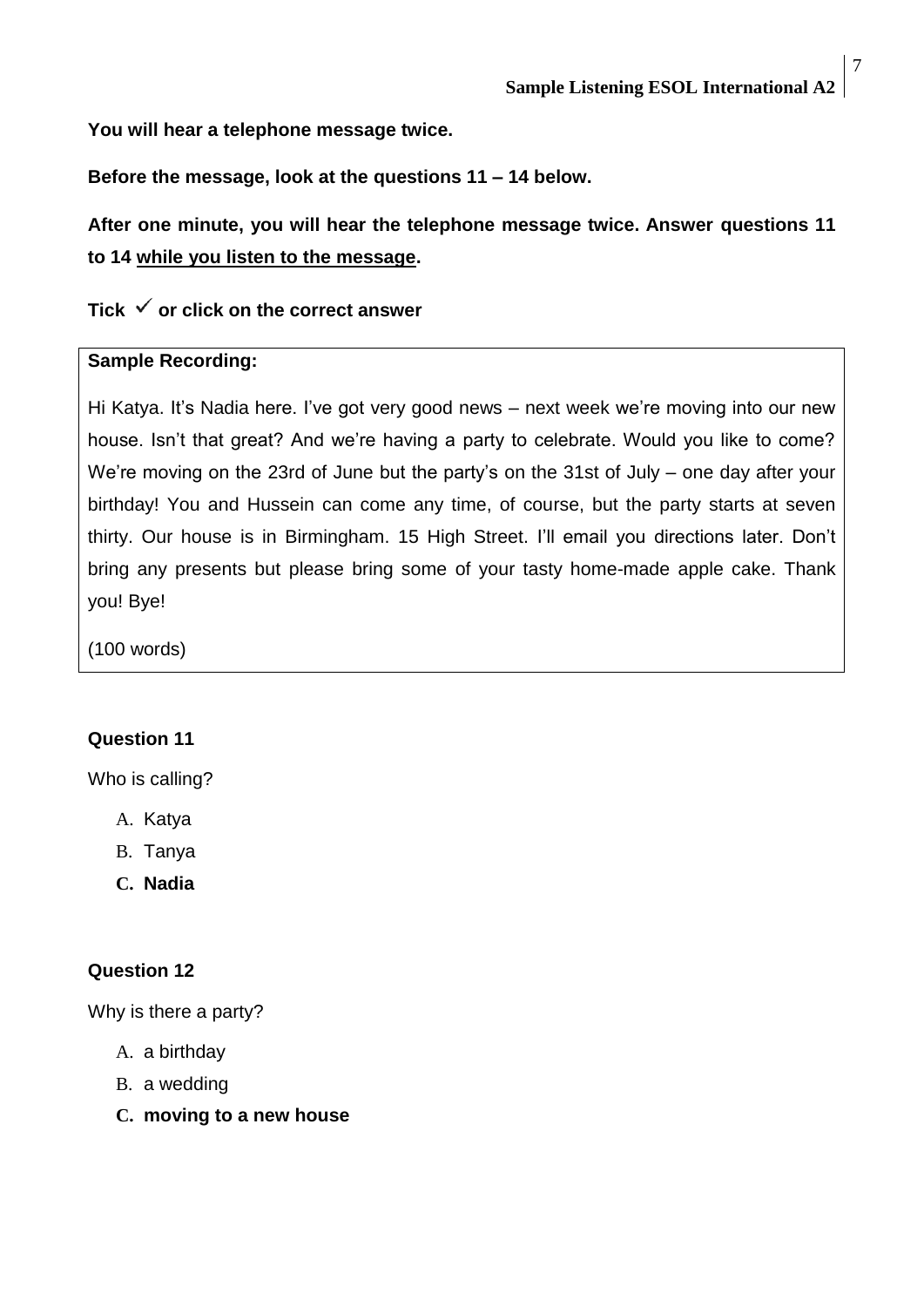**You will hear a telephone message twice.**

**Before the message, look at the questions 11 – 14 below.**

**After one minute, you will hear the telephone message twice. Answer questions 11 to 14 while you listen to the message.**

**Tick ✓ or click on the correct answer**

**Sample Recording:**

Hi Katya. It's Nadia here. I've got very good news – next week we're moving into our new house. Isn't that great? And we're having a party to celebrate. Would you like to come? We're moving on the 23rd of June but the party's on the 31st of July – one day after your birthday! You and Hussein can come any time, of course, but the party starts at seven thirty. Our house is in Birmingham. 15 High Street. I'll email you directions later. Don't bring any presents but please bring some of your tasty home-made apple cake. Thank you! Bye!

(100 words)

**Question 11**

Who is calling?

A. Katya
B. Tanya
**C. Nadia**

**Question 12**

Why is there a party?

A. a birthday
B. a wedding
**C. moving to a new house**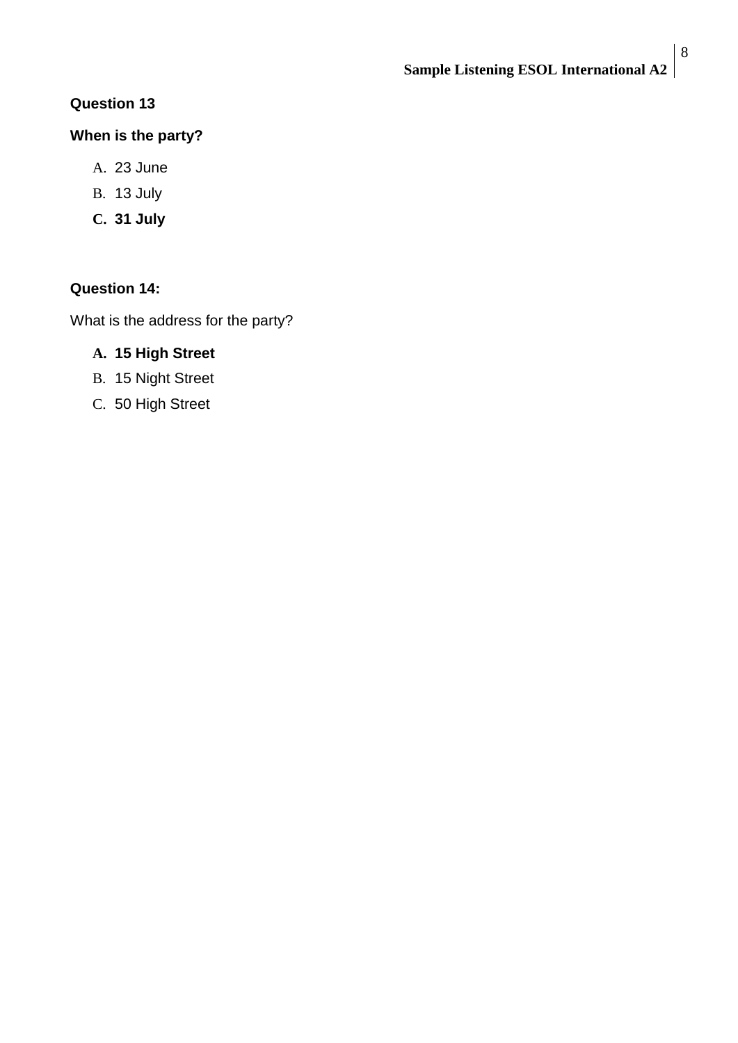**Question 13**

**When is the party?**

A. 23 June
B. 13 July
**C. 31 July**

**Question 14:**

What is the address for the party?

**A. 15 High Street**
B. 15 Night Street
C. 50 High Street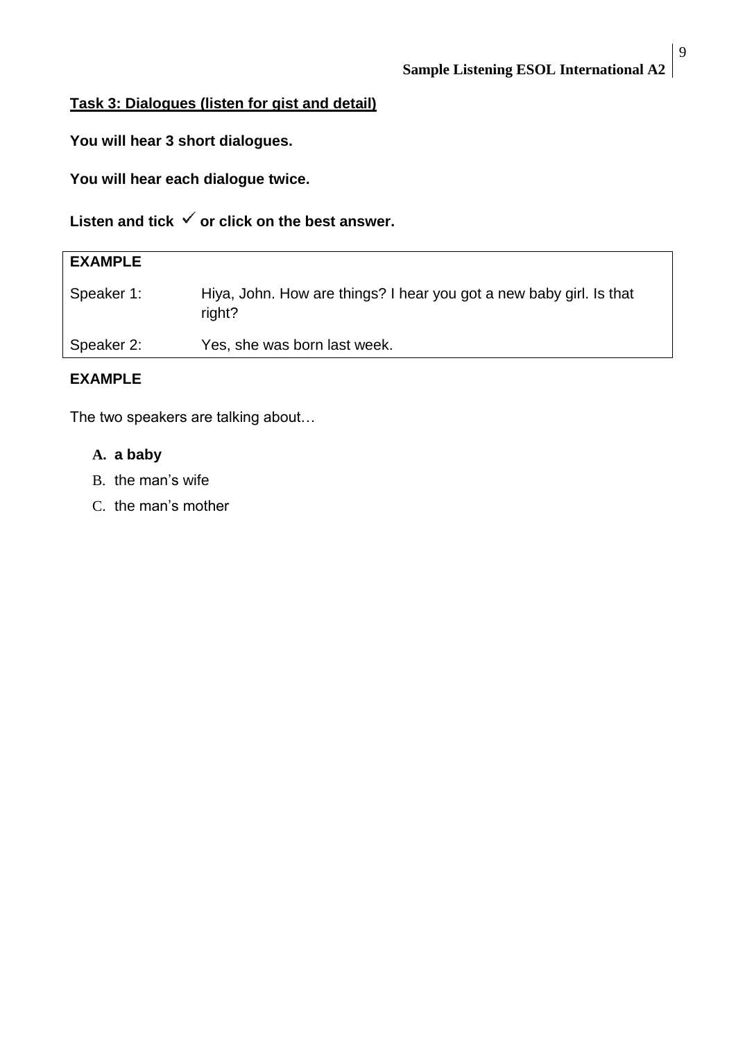**Task 3: Dialogues (listen for gist and detail)**

**You will hear 3 short dialogues.**

**You will hear each dialogue twice.**

**Listen and tick ✓ or click on the best answer.**

| **EXAMPLE** | |
|---|---|
| Speaker 1: | Hiya, John. How are things? I hear you got a new baby girl. Is that right? |
| Speaker 2: | Yes, she was born last week. |

**EXAMPLE**

The two speakers are talking about…

- **A. a baby**
- B. the man's wife
- C. the man's mother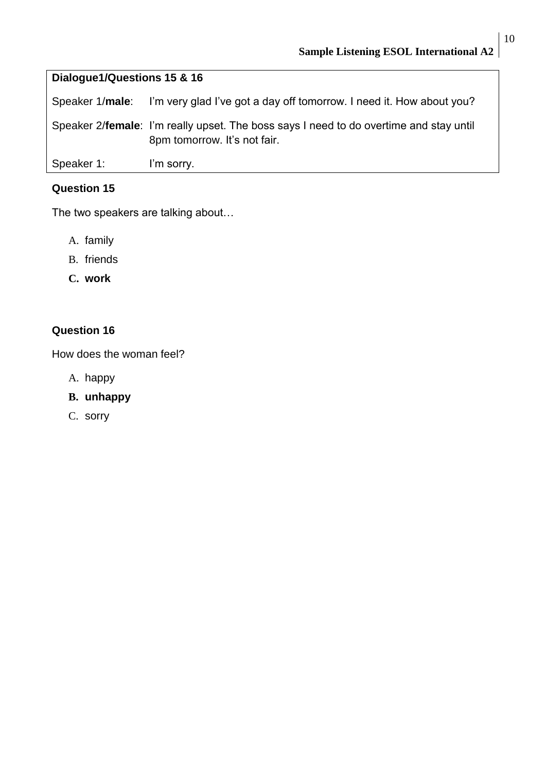| **Dialogue1/Questions 15 & 16** | |
|---|---|
| Speaker 1/**male**: | I'm very glad I've got a day off tomorrow. I need it. How about you? |
| Speaker 2/**female**: | I'm really upset. The boss says I need to do overtime and stay until 8pm tomorrow. It's not fair. |
| Speaker 1: | I'm sorry. |

**Question 15**

The two speakers are talking about…

A. family

B. friends

**C. work**

**Question 16**

How does the woman feel?

A. happy

**B. unhappy**

C. sorry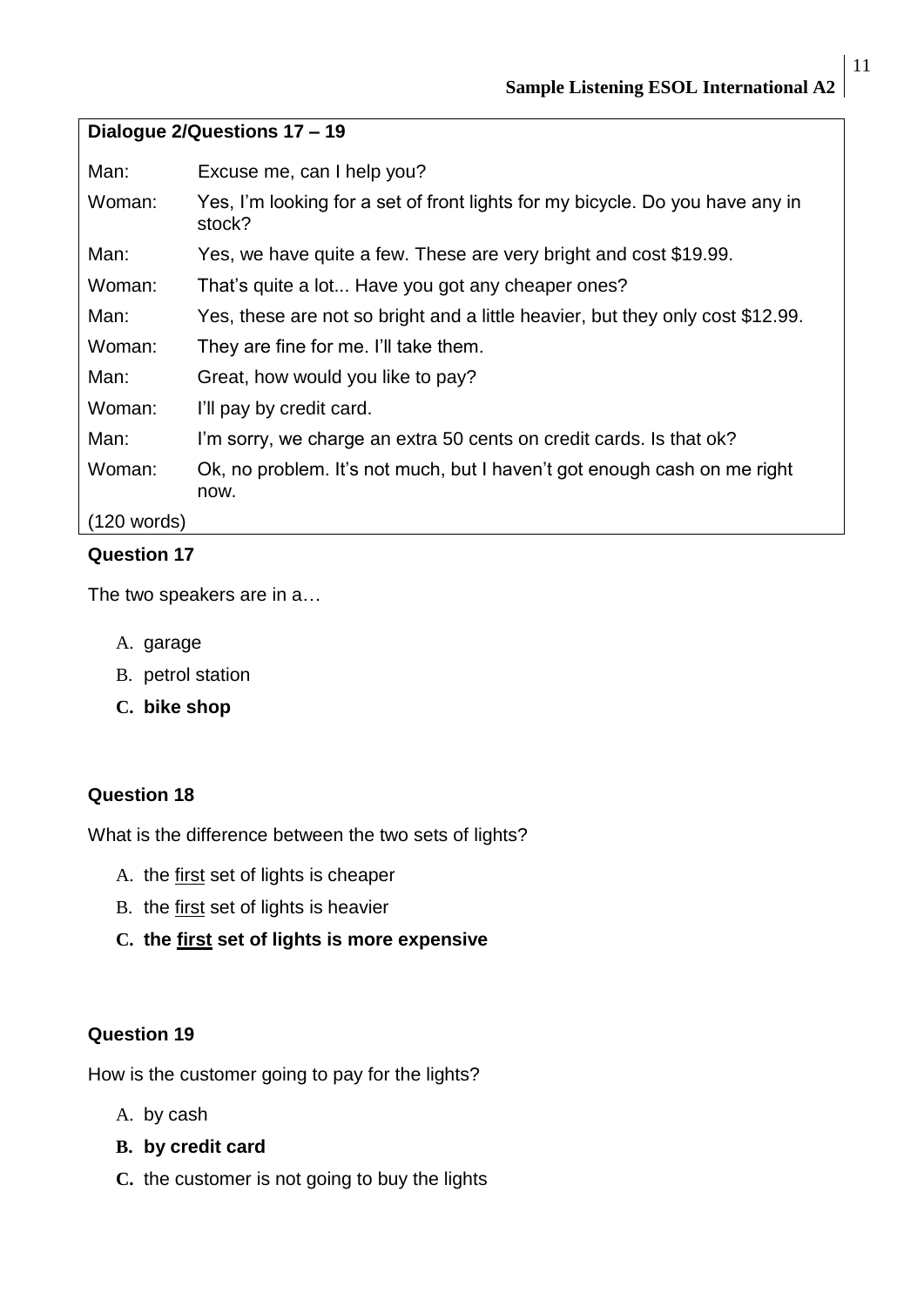**Dialogue 2/Questions 17 – 19**

| | |
|---|---|
| Man: | Excuse me, can I help you? |
| Woman: | Yes, I'm looking for a set of front lights for my bicycle. Do you have any in stock? |
| Man: | Yes, we have quite a few. These are very bright and cost $19.99. |
| Woman: | That's quite a lot... Have you got any cheaper ones? |
| Man: | Yes, these are not so bright and a little heavier, but they only cost $12.99. |
| Woman: | They are fine for me. I'll take them. |
| Man: | Great, how would you like to pay? |
| Woman: | I'll pay by credit card. |
| Man: | I'm sorry, we charge an extra 50 cents on credit cards. Is that ok? |
| Woman: | Ok, no problem. It's not much, but I haven't got enough cash on me right now. |
| (120 words) | |

**Question 17**

The two speakers are in a…

A. garage
B. petrol station
**C. bike shop**

**Question 18**

What is the difference between the two sets of lights?

A. the <u>first</u> set of lights is cheaper
B. the <u>first</u> set of lights is heavier
**C. the <u>first</u> set of lights is more expensive**

**Question 19**

How is the customer going to pay for the lights?

A. by cash
**B. by credit card**
C. the customer is not going to buy the lights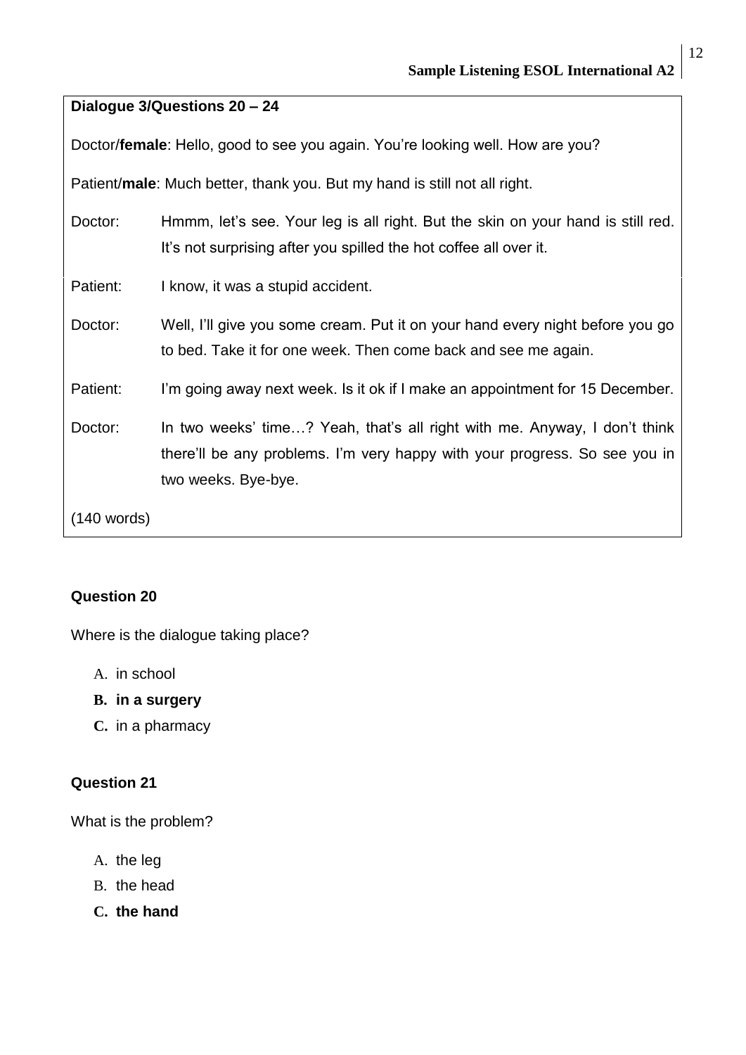**Dialogue 3/Questions 20 – 24**

Doctor/**female**: Hello, good to see you again. You're looking well. How are you?

Patient/**male**: Much better, thank you. But my hand is still not all right.

Doctor: Hmmm, let's see. Your leg is all right. But the skin on your hand is still red. It's not surprising after you spilled the hot coffee all over it.

Patient: I know, it was a stupid accident.

Doctor: Well, I'll give you some cream. Put it on your hand every night before you go to bed. Take it for one week. Then come back and see me again.

Patient: I'm going away next week. Is it ok if I make an appointment for 15 December.

Doctor: In two weeks' time…? Yeah, that's all right with me. Anyway, I don't think there'll be any problems. I'm very happy with your progress. So see you in two weeks. Bye-bye.

(140 words)

**Question 20**

Where is the dialogue taking place?

A. in school
**B. in a surgery**
C. in a pharmacy

**Question 21**

What is the problem?

A. the leg
B. the head
**C. the hand**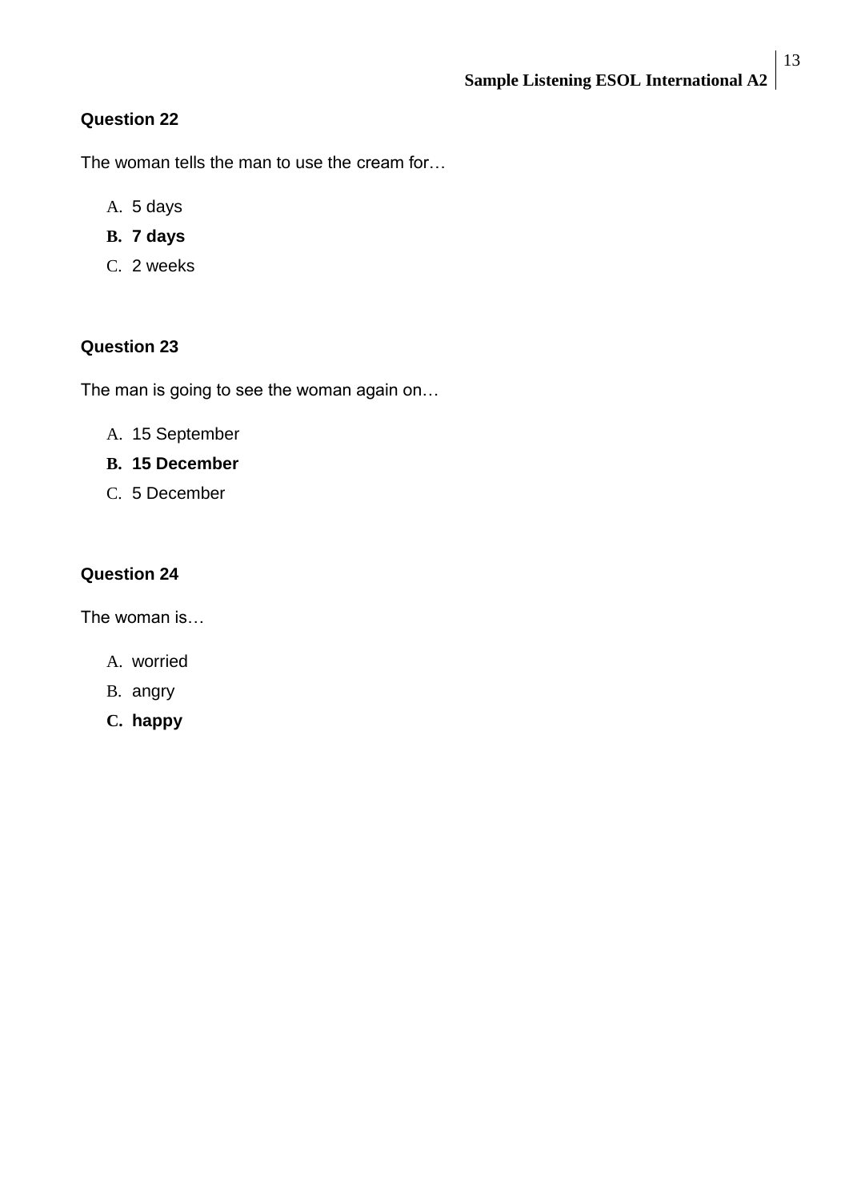### Question 22

The woman tells the man to use the cream for…

- A. 5 days
- **B. 7 days**
- C. 2 weeks

### Question 23

The man is going to see the woman again on…

- A. 15 September
- **B. 15 December**
- C. 5 December

### Question 24

The woman is…

- A. worried
- B. angry
- **C. happy**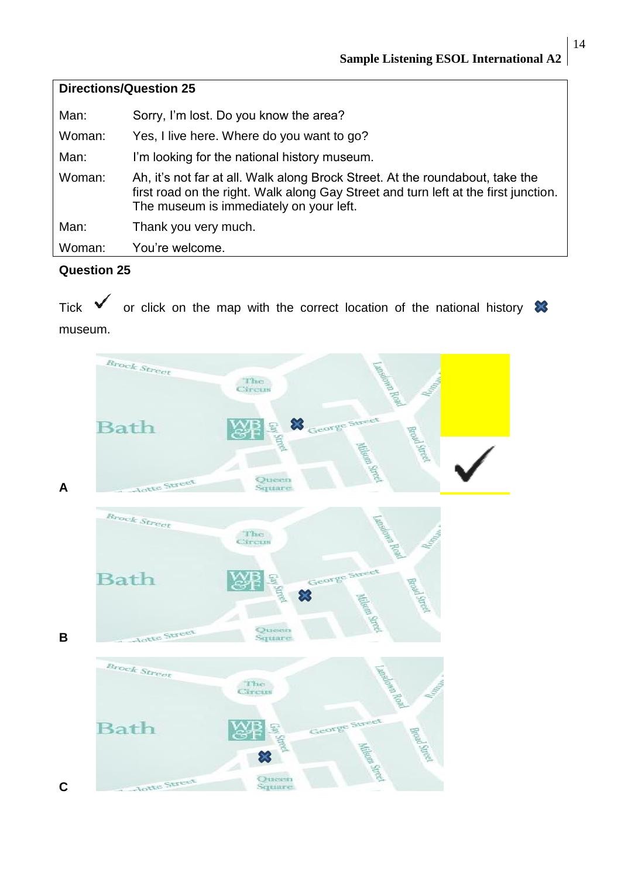| **Directions/Question 25** | |
|---|---|
| Man: | Sorry, I'm lost. Do you know the area? |
| Woman: | Yes, I live here. Where do you want to go? |
| Man: | I'm looking for the national history museum. |
| Woman: | Ah, it's not far at all. Walk along Brock Street. At the roundabout, take the first road on the right. Walk along Gay Street and turn left at the first junction. The museum is immediately on your left. |
| Man: | Thank you very much. |
| Woman: | You're welcome. |

**Question 25**

Tick ✓ or click on the map with the correct location of the national history ✖ museum.

**A**

**B**

**C**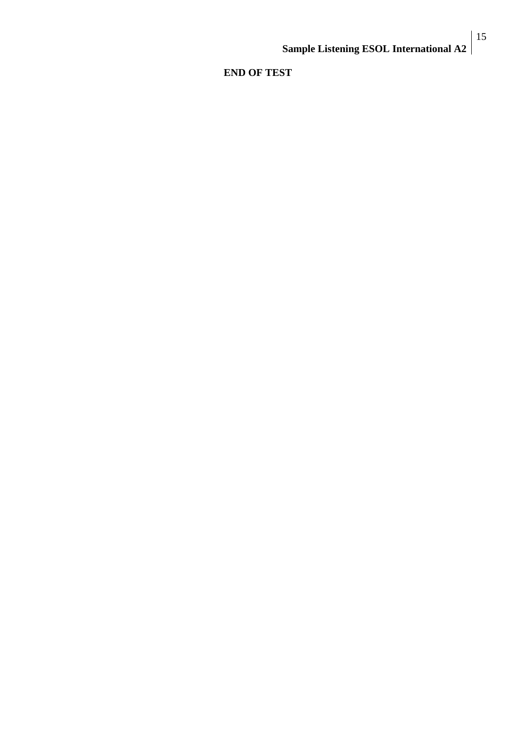**END OF TEST**